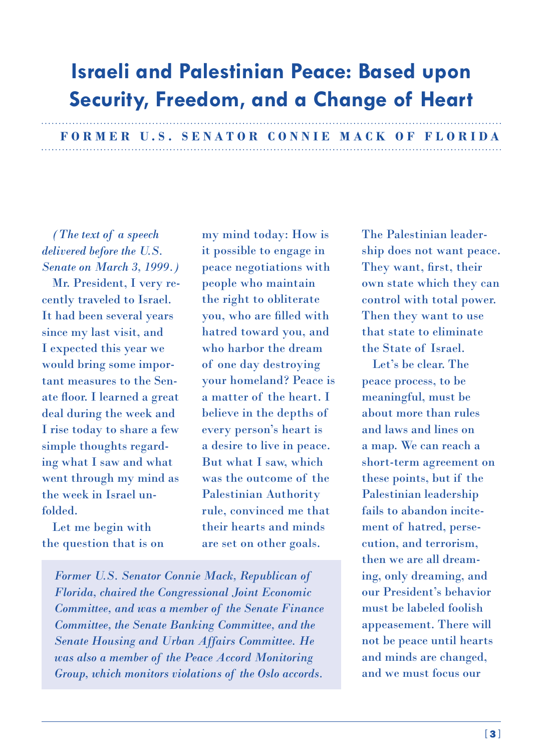# Israeli and Palestinian Peace: Based upon Security, Freedom, and a Change of Heart

**FORMER U.S. SENATOR CONNIE MACK OF FLORIDA**

*(The text of a speech delivered before the U.S. Senate on March 3, 1999.)*

Mr. President, I very recently traveled to Israel. It had been several years since my last visit, and I expected this year we would bring some important measures to the Senate floor. I learned a great deal during the week and I rise today to share a few simple thoughts regarding what I saw and what went through my mind as the week in Israel unfolded.

Let me begin with the question that is on my mind today: How is it possible to engage in peace negotiations with people who maintain the right to obliterate you, who are filled with hatred toward you, and who harbor the dream of one day destroying your homeland? Peace is a matter of the heart. I believe in the depths of every person's heart is a desire to live in peace. But what I saw, which was the outcome of the Palestinian Authority rule, convinced me that their hearts and minds are set on other goals.

*Former U.S. Senator Connie Mack, Republican of Florida, chaired the Congressional Joint Economic Committee, and was a member of the Senate Finance Committee, the Senate Banking Committee, and the Senate Housing and Urban Affairs Committee. He was also a member of the Peace Accord Monitoring Group, which monitors violations of the Oslo accords.*

The Palestinian leadership does not want peace. They want, first, their own state which they can control with total power. Then they want to use that state to eliminate the State of Israel.

Let's be clear. The peace process, to be meaningful, must be about more than rules and laws and lines on a map. We can reach a short-term agreement on these points, but if the Palestinian leadership fails to abandon incitement of hatred, persecution, and terrorism, then we are all dreaming, only dreaming, and our President's behavior must be labeled foolish appeasement. There will not be peace until hearts and minds are changed, and we must focus our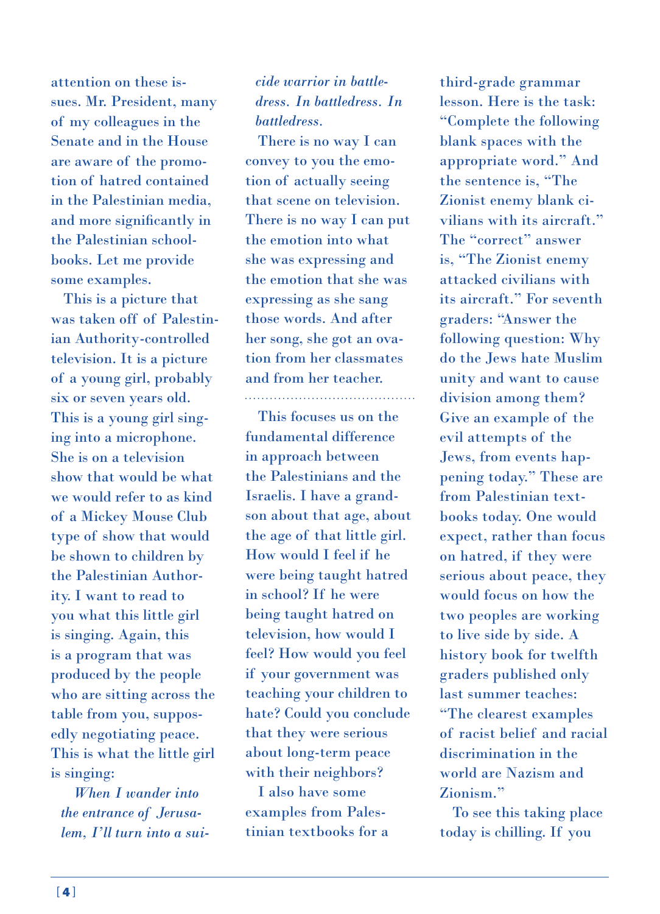attention on these issues. Mr. President, many of my colleagues in the Senate and in the House are aware of the promotion of hatred contained in the Palestinian media, and more significantly in the Palestinian schoolbooks. Let me provide some examples.

This is a picture that was taken off of Palestinian Authority-controlled television. It is a picture of a young girl, probably six or seven years old. This is a young girl singing into a microphone. She is on a television show that would be what we would refer to as kind of a Mickey Mouse Club type of show that would be shown to children by the Palestinian Authority. I want to read to you what this little girl is singing. Again, this is a program that was produced by the people who are sitting across the table from you, supposedly negotiating peace. This is what the little girl is singing:

> *When I wander into the entrance of Jerusalem, I'll turn into a suicide warrior in battledress. In battledress. In battledress.*

There is no way I can convey to you the emotion of actually seeing that scene on television. There is no way I can put the emotion into what she was expressing and the emotion that she was expressing as she sang those words. And after her song, she got an ovation from her classmates and from her teacher.

---

This focuses us on the fundamental difference in approach between the Palestinians and the Israelis. I have a grandson about that age, about the age of that little girl. How would I feel if he were being taught hatred in school? If he were being taught hatred on television, how would I feel? How would you feel if your government was teaching your children to hate? Could you conclude that they were serious about long-term peace with their neighbors?

I also have some examples from Palestinian textbooks for a third-grade grammar lesson. Here is the task: "Complete the following blank spaces with the appropriate word." And the sentence is, "The Zionist enemy blank civilians with its aircraft." The "correct" answer is, "The Zionist enemy attacked civilians with its aircraft." For seventh graders: "Answer the following question: Why do the Jews hate Muslim unity and want to cause division among them? Give an example of the evil attempts of the Jews, from events happening today." These are from Palestinian textbooks today. One would expect, rather than focus on hatred, if they were serious about peace, they would focus on how the two peoples are working to live side by side. A history book for twelfth graders published only last summer teaches: "The clearest examples of racist belief and racial discrimination in the world are Nazism and Zionism."

To see this taking place today is chilling. If you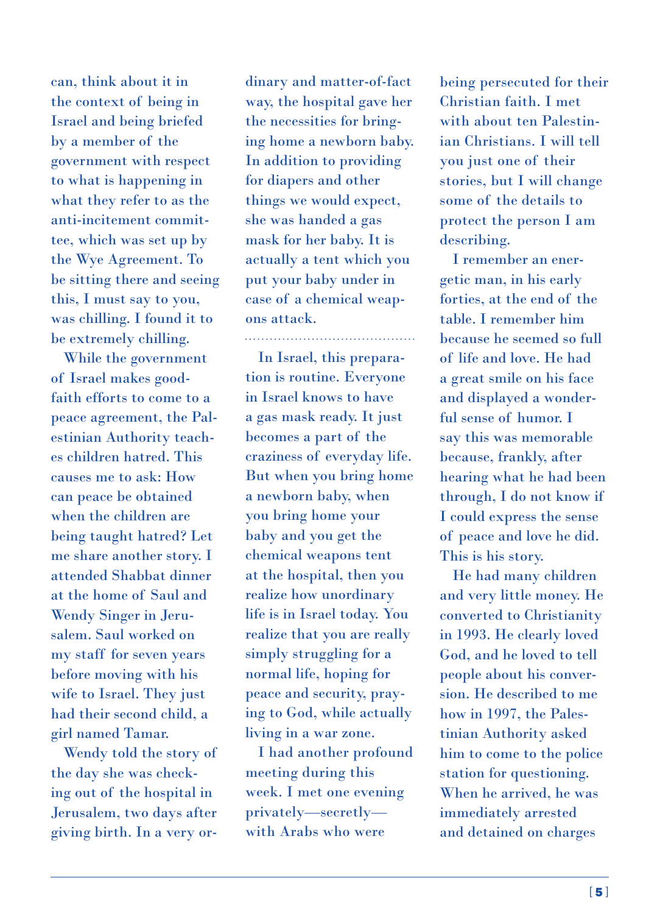can, think about it in the context of being in Israel and being briefed by a member of the government with respect to what is happening in what they refer to as the anti-incitement committee, which was set up by the Wye Agreement. To be sitting there and seeing this, I must say to you, was chilling. I found it to be extremely chilling.

While the government of Israel makes good-faith efforts to come to a peace agreement, the Palestinian Authority teaches children hatred. This causes me to ask: How can peace be obtained when the children are being taught hatred? Let me share another story. I attended Shabbat dinner at the home of Saul and Wendy Singer in Jerusalem. Saul worked on my staff for seven years before moving with his wife to Israel. They just had their second child, a girl named Tamar.

Wendy told the story of the day she was checking out of the hospital in Jerusalem, two days after giving birth. In a very ordinary and matter-of-fact way, the hospital gave her the necessities for bringing home a newborn baby. In addition to providing for diapers and other things we would expect, she was handed a gas mask for her baby. It is actually a tent which you put your baby under in case of a chemical weapons attack.

---

In Israel, this preparation is routine. Everyone in Israel knows to have a gas mask ready. It just becomes a part of the craziness of everyday life. But when you bring home a newborn baby, when you bring home your baby and you get the chemical weapons tent at the hospital, then you realize how unordinary life is in Israel today. You realize that you are really simply struggling for a normal life, hoping for peace and security, praying to God, while actually living in a war zone.

I had another profound meeting during this week. I met one evening privately—secretly—with Arabs who were being persecuted for their Christian faith. I met with about ten Palestinian Christians. I will tell you just one of their stories, but I will change some of the details to protect the person I am describing.

I remember an energetic man, in his early forties, at the end of the table. I remember him because he seemed so full of life and love. He had a great smile on his face and displayed a wonderful sense of humor. I say this was memorable because, frankly, after hearing what he had been through, I do not know if I could express the sense of peace and love he did. This is his story.

He had many children and very little money. He converted to Christianity in 1993. He clearly loved God, and he loved to tell people about his conversion. He described to me how in 1997, the Palestinian Authority asked him to come to the police station for questioning. When he arrived, he was immediately arrested and detained on charges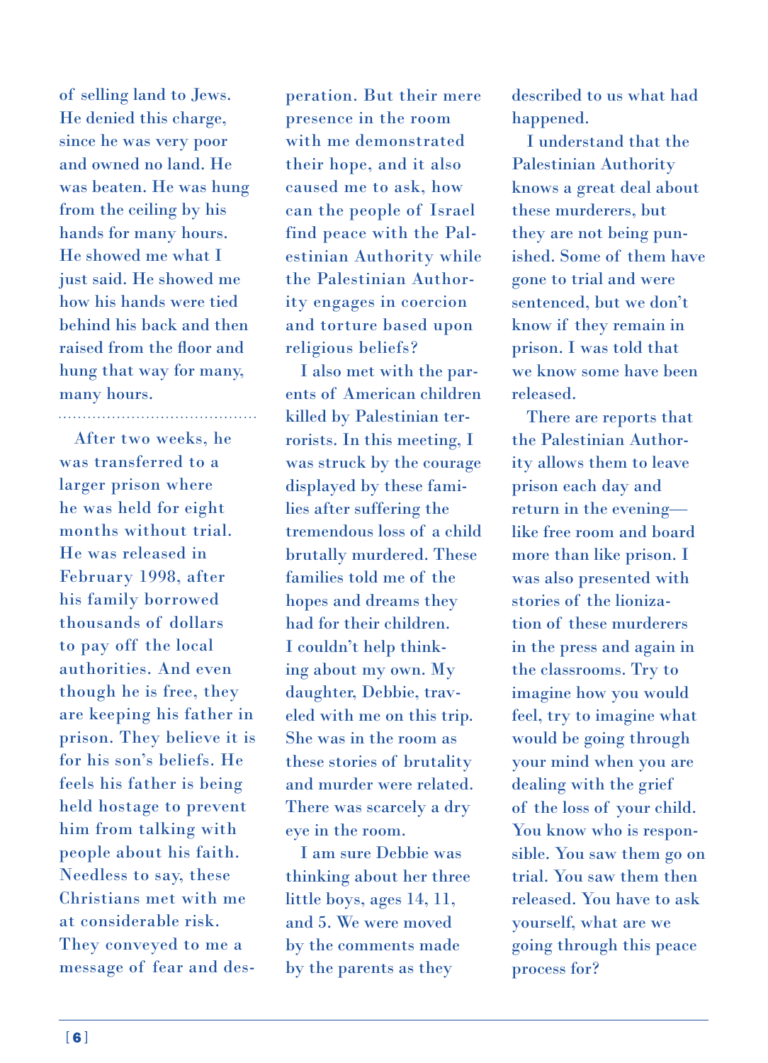of selling land to Jews. He denied this charge, since he was very poor and owned no land. He was beaten. He was hung from the ceiling by his hands for many hours. He showed me what I just said. He showed me how his hands were tied behind his back and then raised from the floor and hung that way for many, many hours.

---

After two weeks, he was transferred to a larger prison where he was held for eight months without trial. He was released in February 1998, after his family borrowed thousands of dollars to pay off the local authorities. And even though he is free, they are keeping his father in prison. They believe it is for his son's beliefs. He feels his father is being held hostage to prevent him from talking with people about his faith. Needless to say, these Christians met with me at considerable risk. They conveyed to me a message of fear and desperation. But their mere presence in the room with me demonstrated their hope, and it also caused me to ask, how can the people of Israel find peace with the Palestinian Authority while the Palestinian Authority engages in coercion and torture based upon religious beliefs?

I also met with the parents of American children killed by Palestinian terrorists. In this meeting, I was struck by the courage displayed by these families after suffering the tremendous loss of a child brutally murdered. These families told me of the hopes and dreams they had for their children. I couldn't help thinking about my own. My daughter, Debbie, traveled with me on this trip. She was in the room as these stories of brutality and murder were related. There was scarcely a dry eye in the room.

I am sure Debbie was thinking about her three little boys, ages 14, 11, and 5. We were moved by the comments made by the parents as they described to us what had happened.

I understand that the Palestinian Authority knows a great deal about these murderers, but they are not being punished. Some of them have gone to trial and were sentenced, but we don't know if they remain in prison. I was told that we know some have been released.

There are reports that the Palestinian Authority allows them to leave prison each day and return in the evening—like free room and board more than like prison. I was also presented with stories of the lionization of these murderers in the press and again in the classrooms. Try to imagine how you would feel, try to imagine what would be going through your mind when you are dealing with the grief of the loss of your child. You know who is responsible. You saw them go on trial. You saw them then released. You have to ask yourself, what are we going through this peace process for?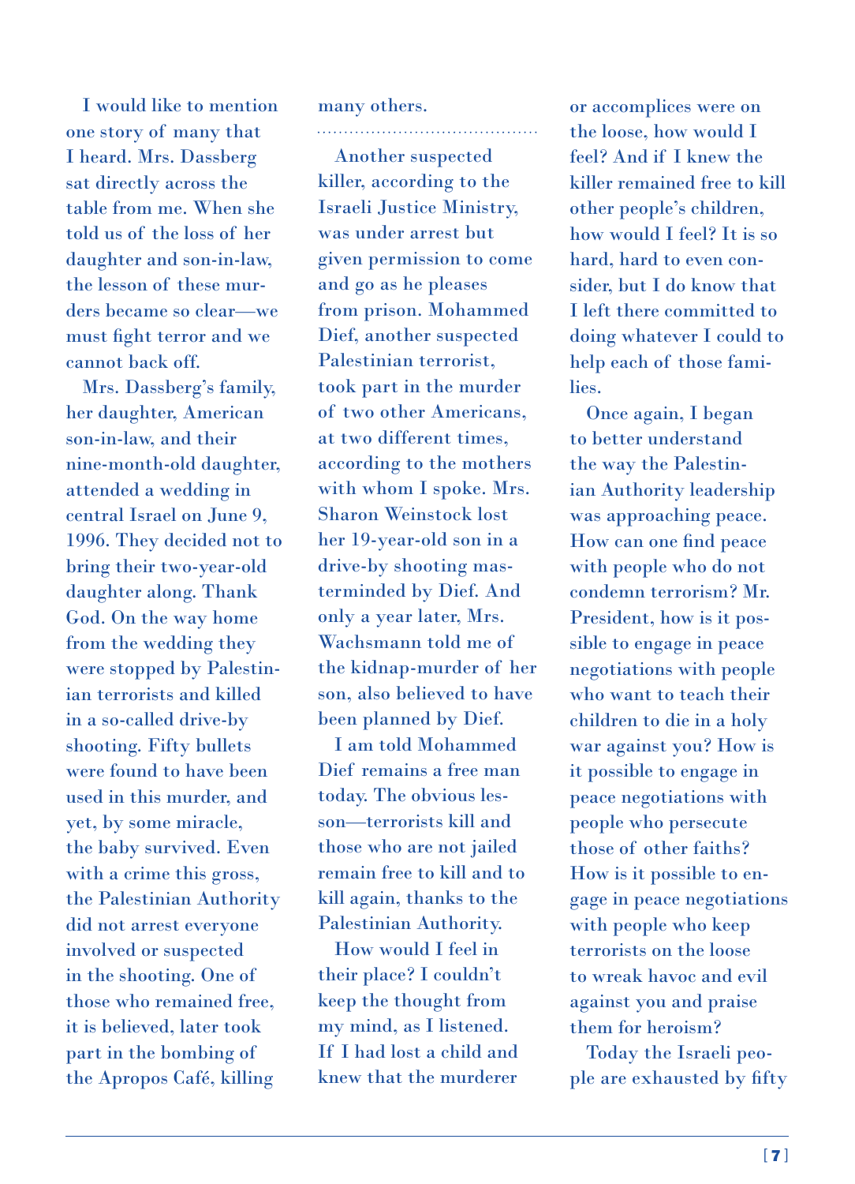I would like to mention one story of many that I heard. Mrs. Dassberg sat directly across the table from me. When she told us of the loss of her daughter and son-in-law, the lesson of these murders became so clear—we must fight terror and we cannot back off.

Mrs. Dassberg's family, her daughter, American son-in-law, and their nine-month-old daughter, attended a wedding in central Israel on June 9, 1996. They decided not to bring their two-year-old daughter along. Thank God. On the way home from the wedding they were stopped by Palestinian terrorists and killed in a so-called drive-by shooting. Fifty bullets were found to have been used in this murder, and yet, by some miracle, the baby survived. Even with a crime this gross, the Palestinian Authority did not arrest everyone involved or suspected in the shooting. One of those who remained free, it is believed, later took part in the bombing of the Apropos Café, killing many others.

---

Another suspected killer, according to the Israeli Justice Ministry, was under arrest but given permission to come and go as he pleases from prison. Mohammed Dief, another suspected Palestinian terrorist, took part in the murder of two other Americans, at two different times, according to the mothers with whom I spoke. Mrs. Sharon Weinstock lost her 19-year-old son in a drive-by shooting masterminded by Dief. And only a year later, Mrs. Wachsmann told me of the kidnap-murder of her son, also believed to have been planned by Dief.

I am told Mohammed Dief remains a free man today. The obvious lesson—terrorists kill and those who are not jailed remain free to kill and to kill again, thanks to the Palestinian Authority.

How would I feel in their place? I couldn't keep the thought from my mind, as I listened. If I had lost a child and knew that the murderer or accomplices were on the loose, how would I feel? And if I knew the killer remained free to kill other people's children, how would I feel? It is so hard, hard to even consider, but I do know that I left there committed to doing whatever I could to help each of those families.

Once again, I began to better understand the way the Palestinian Authority leadership was approaching peace. How can one find peace with people who do not condemn terrorism? Mr. President, how is it possible to engage in peace negotiations with people who want to teach their children to die in a holy war against you? How is it possible to engage in peace negotiations with people who persecute those of other faiths? How is it possible to engage in peace negotiations with people who keep terrorists on the loose to wreak havoc and evil against you and praise them for heroism?

Today the Israeli people are exhausted by fifty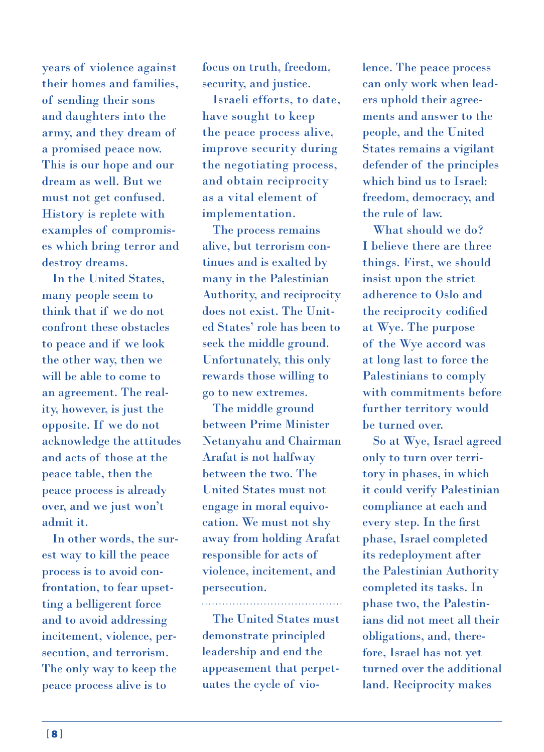years of violence against their homes and families, of sending their sons and daughters into the army, and they dream of a promised peace now. This is our hope and our dream as well. But we must not get confused. History is replete with examples of compromises which bring terror and destroy dreams.

In the United States, many people seem to think that if we do not confront these obstacles to peace and if we look the other way, then we will be able to come to an agreement. The reality, however, is just the opposite. If we do not acknowledge the attitudes and acts of those at the peace table, then the peace process is already over, and we just won't admit it.

In other words, the surest way to kill the peace process is to avoid confrontation, to fear upsetting a belligerent force and to avoid addressing incitement, violence, persecution, and terrorism. The only way to keep the peace process alive is to focus on truth, freedom, security, and justice.

Israeli efforts, to date, have sought to keep the peace process alive, improve security during the negotiating process, and obtain reciprocity as a vital element of implementation.

The process remains alive, but terrorism continues and is exalted by many in the Palestinian Authority, and reciprocity does not exist. The United States' role has been to seek the middle ground. Unfortunately, this only rewards those willing to go to new extremes.

The middle ground between Prime Minister Netanyahu and Chairman Arafat is not halfway between the two. The United States must not engage in moral equivocation. We must not shy away from holding Arafat responsible for acts of violence, incitement, and persecution.

---

The United States must demonstrate principled leadership and end the appeasement that perpetuates the cycle of violence. The peace process can only work when leaders uphold their agreements and answer to the people, and the United States remains a vigilant defender of the principles which bind us to Israel: freedom, democracy, and the rule of law.

What should we do? I believe there are three things. First, we should insist upon the strict adherence to Oslo and the reciprocity codified at Wye. The purpose of the Wye accord was at long last to force the Palestinians to comply with commitments before further territory would be turned over.

So at Wye, Israel agreed only to turn over territory in phases, in which it could verify Palestinian compliance at each and every step. In the first phase, Israel completed its redeployment after the Palestinian Authority completed its tasks. In phase two, the Palestinians did not meet all their obligations, and, therefore, Israel has not yet turned over the additional land. Reciprocity makes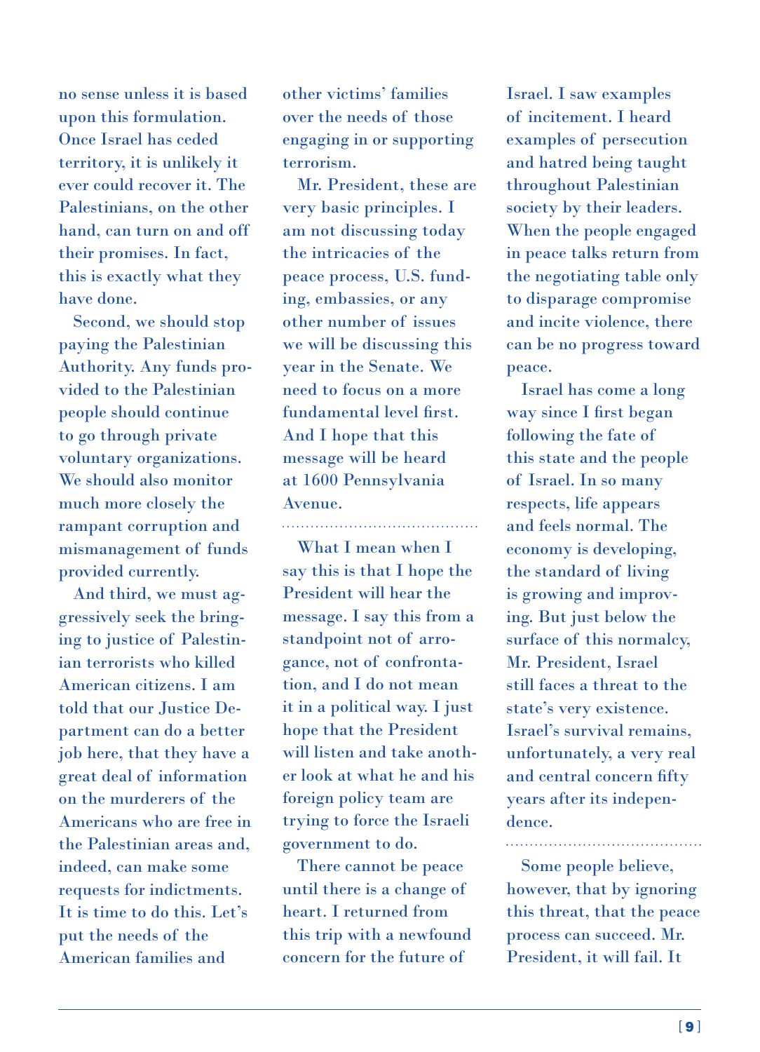no sense unless it is based upon this formulation. Once Israel has ceded territory, it is unlikely it ever could recover it. The Palestinians, on the other hand, can turn on and off their promises. In fact, this is exactly what they have done.

Second, we should stop paying the Palestinian Authority. Any funds provided to the Palestinian people should continue to go through private voluntary organizations. We should also monitor much more closely the rampant corruption and mismanagement of funds provided currently.

And third, we must aggressively seek the bringing to justice of Palestinian terrorists who killed American citizens. I am told that our Justice Department can do a better job here, that they have a great deal of information on the murderers of the Americans who are free in the Palestinian areas and, indeed, can make some requests for indictments. It is time to do this. Let's put the needs of the American families and other victims' families over the needs of those engaging in or supporting terrorism.

Mr. President, these are very basic principles. I am not discussing today the intricacies of the peace process, U.S. funding, embassies, or any other number of issues we will be discussing this year in the Senate. We need to focus on a more fundamental level first. And I hope that this message will be heard at 1600 Pennsylvania Avenue.

---

What I mean when I say this is that I hope the President will hear the message. I say this from a standpoint not of arrogance, not of confrontation, and I do not mean it in a political way. I just hope that the President will listen and take another look at what he and his foreign policy team are trying to force the Israeli government to do.

There cannot be peace until there is a change of heart. I returned from this trip with a newfound concern for the future of Israel. I saw examples of incitement. I heard examples of persecution and hatred being taught throughout Palestinian society by their leaders. When the people engaged in peace talks return from the negotiating table only to disparage compromise and incite violence, there can be no progress toward peace.

Israel has come a long way since I first began following the fate of this state and the people of Israel. In so many respects, life appears and feels normal. The economy is developing, the standard of living is growing and improving. But just below the surface of this normalcy, Mr. President, Israel still faces a threat to the state's very existence. Israel's survival remains, unfortunately, a very real and central concern fifty years after its independence.

---

Some people believe, however, that by ignoring this threat, that the peace process can succeed. Mr. President, it will fail. It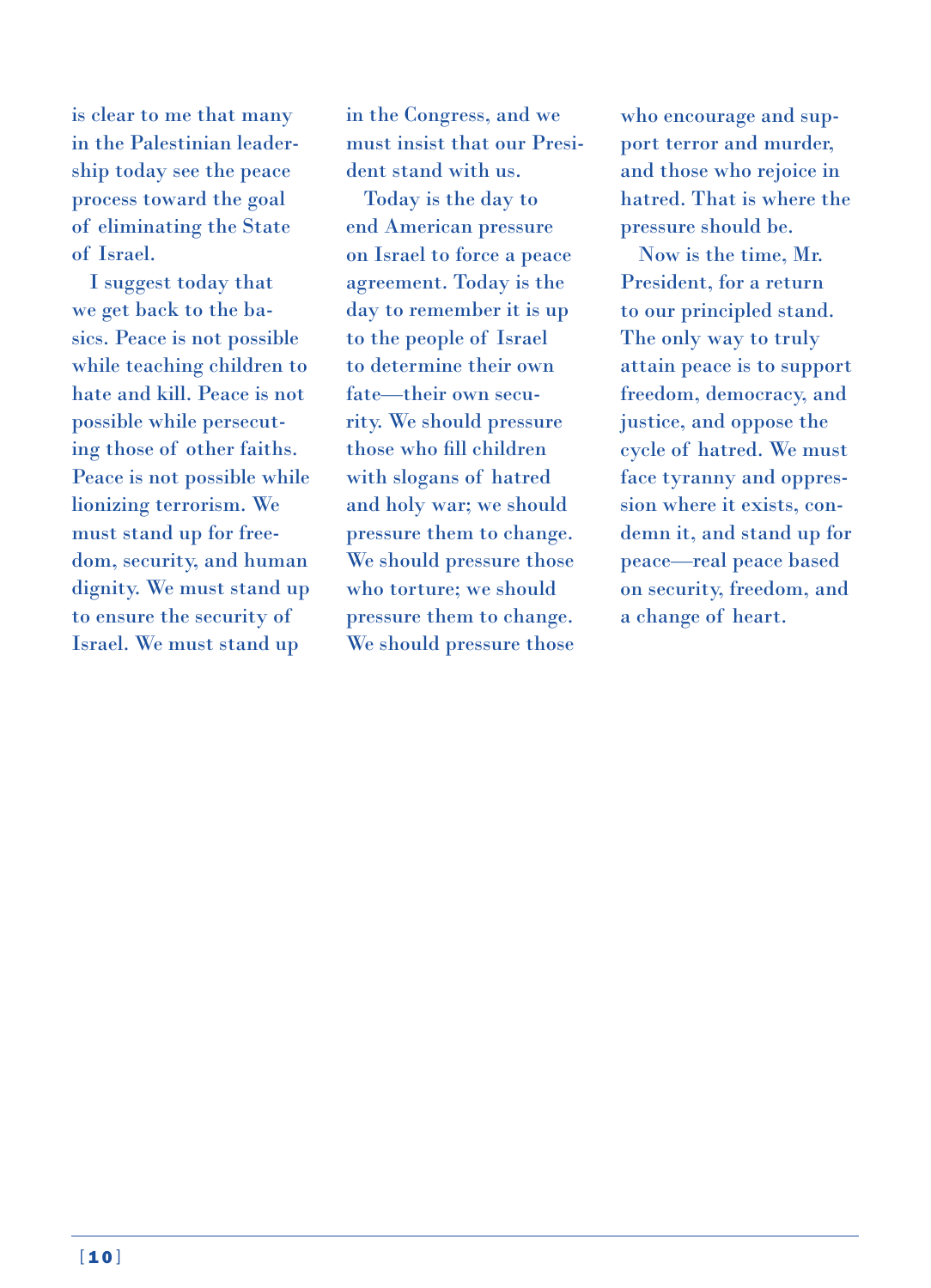is clear to me that many in the Palestinian leadership today see the peace process toward the goal of eliminating the State of Israel.

I suggest today that we get back to the basics. Peace is not possible while teaching children to hate and kill. Peace is not possible while persecuting those of other faiths. Peace is not possible while lionizing terrorism. We must stand up for freedom, security, and human dignity. We must stand up to ensure the security of Israel. We must stand up in the Congress, and we must insist that our President stand with us.

Today is the day to end American pressure on Israel to force a peace agreement. Today is the day to remember it is up to the people of Israel to determine their own fate—their own security. We should pressure those who fill children with slogans of hatred and holy war; we should pressure them to change. We should pressure those who torture; we should pressure them to change. We should pressure those who encourage and support terror and murder, and those who rejoice in hatred. That is where the pressure should be.

Now is the time, Mr. President, for a return to our principled stand. The only way to truly attain peace is to support freedom, democracy, and justice, and oppose the cycle of hatred. We must face tyranny and oppression where it exists, condemn it, and stand up for peace—real peace based on security, freedom, and a change of heart.